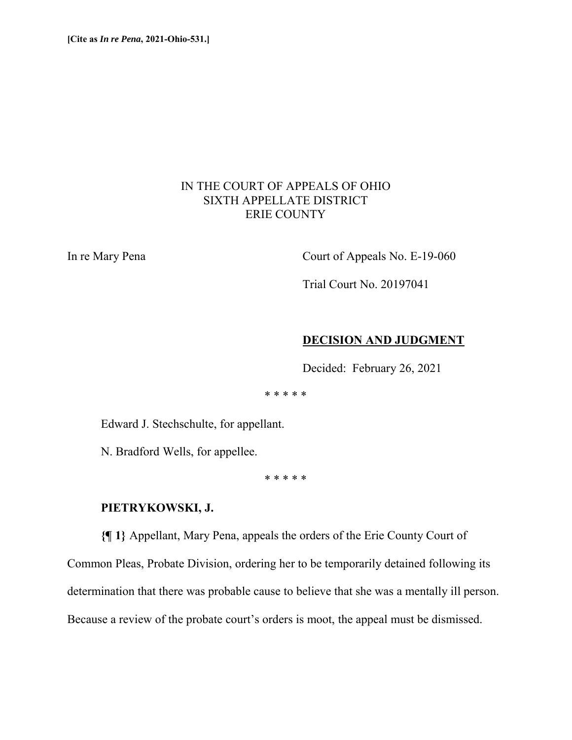**[Cite as *In re Pena*, 2021-Ohio-531.]**

IN THE COURT OF APPEALS OF OHIO
SIXTH APPELLATE DISTRICT
ERIE COUNTY

In re Mary Pena

Court of Appeals No. E-19-060

Trial Court No. 20197041

**DECISION AND JUDGMENT**

Decided: February 26, 2021

\* \* \* \* \*

Edward J. Stechschulte, for appellant.

N. Bradford Wells, for appellee.

\* \* \* \* \*

**PIETRYKOWSKI, J.**

**{¶ 1}** Appellant, Mary Pena, appeals the orders of the Erie County Court of Common Pleas, Probate Division, ordering her to be temporarily detained following its determination that there was probable cause to believe that she was a mentally ill person. Because a review of the probate court's orders is moot, the appeal must be dismissed.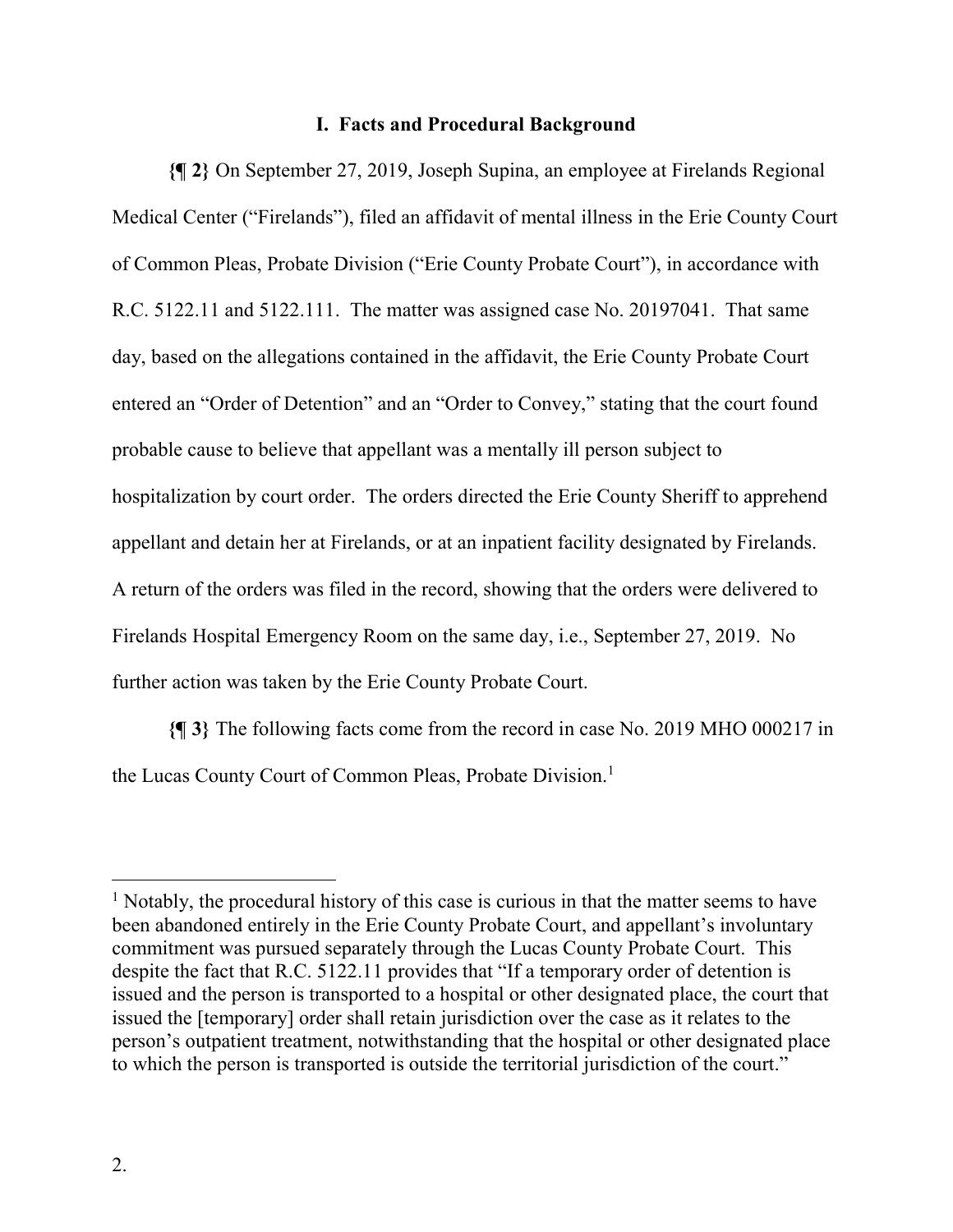## I. Facts and Procedural Background

**{¶ 2}** On September 27, 2019, Joseph Supina, an employee at Firelands Regional Medical Center ("Firelands"), filed an affidavit of mental illness in the Erie County Court of Common Pleas, Probate Division ("Erie County Probate Court"), in accordance with R.C. 5122.11 and 5122.111. The matter was assigned case No. 20197041. That same day, based on the allegations contained in the affidavit, the Erie County Probate Court entered an "Order of Detention" and an "Order to Convey," stating that the court found probable cause to believe that appellant was a mentally ill person subject to hospitalization by court order. The orders directed the Erie County Sheriff to apprehend appellant and detain her at Firelands, or at an inpatient facility designated by Firelands. A return of the orders was filed in the record, showing that the orders were delivered to Firelands Hospital Emergency Room on the same day, i.e., September 27, 2019. No further action was taken by the Erie County Probate Court.

**{¶ 3}** The following facts come from the record in case No. 2019 MHO 000217 in the Lucas County Court of Common Pleas, Probate Division.[1]

---

[1] Notably, the procedural history of this case is curious in that the matter seems to have been abandoned entirely in the Erie County Probate Court, and appellant's involuntary commitment was pursued separately through the Lucas County Probate Court. This despite the fact that R.C. 5122.11 provides that "If a temporary order of detention is issued and the person is transported to a hospital or other designated place, the court that issued the [temporary] order shall retain jurisdiction over the case as it relates to the person's outpatient treatment, notwithstanding that the hospital or other designated place to which the person is transported is outside the territorial jurisdiction of the court."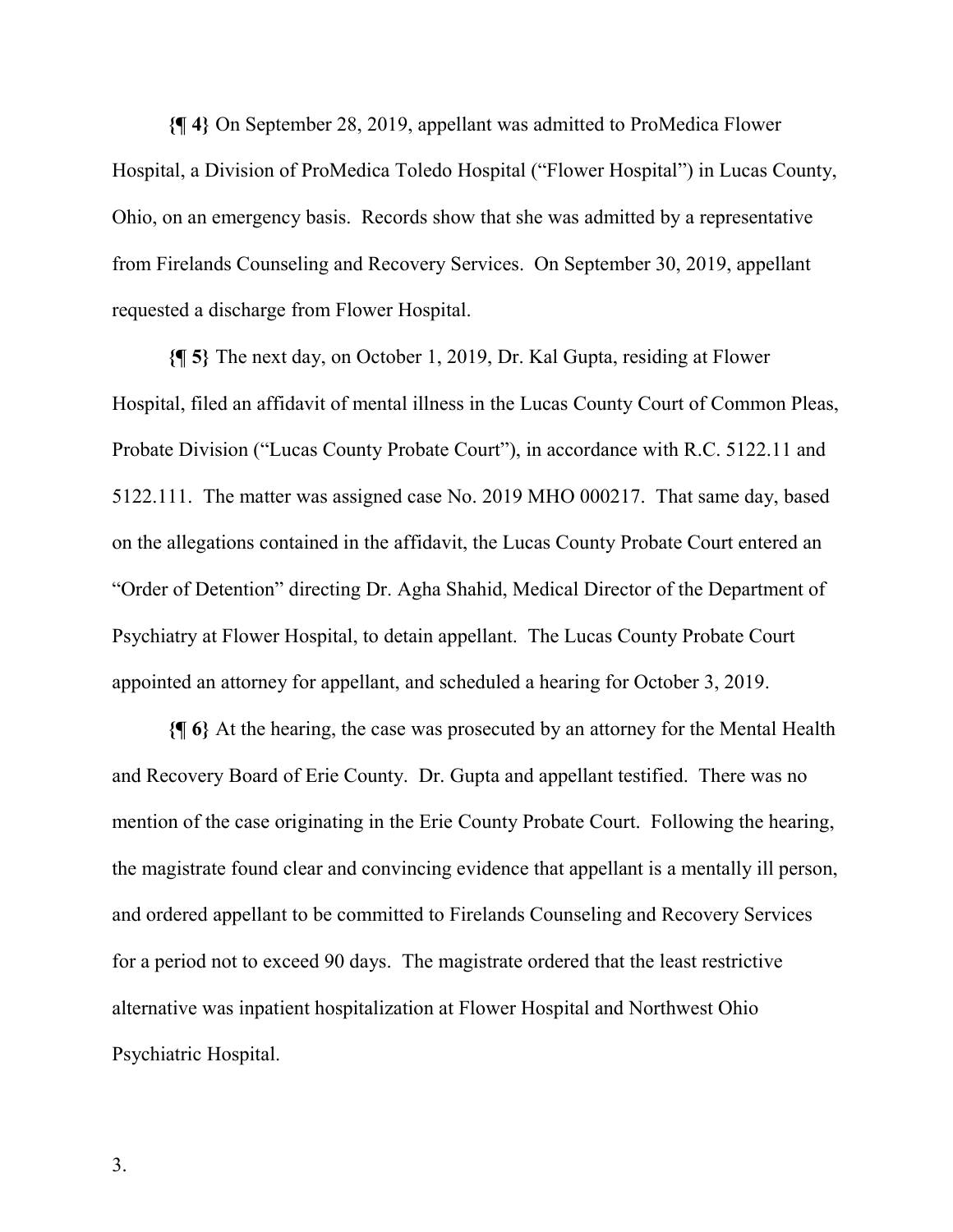**{¶ 4}** On September 28, 2019, appellant was admitted to ProMedica Flower Hospital, a Division of ProMedica Toledo Hospital ("Flower Hospital") in Lucas County, Ohio, on an emergency basis. Records show that she was admitted by a representative from Firelands Counseling and Recovery Services. On September 30, 2019, appellant requested a discharge from Flower Hospital.

**{¶ 5}** The next day, on October 1, 2019, Dr. Kal Gupta, residing at Flower Hospital, filed an affidavit of mental illness in the Lucas County Court of Common Pleas, Probate Division ("Lucas County Probate Court"), in accordance with R.C. 5122.11 and 5122.111. The matter was assigned case No. 2019 MHO 000217. That same day, based on the allegations contained in the affidavit, the Lucas County Probate Court entered an "Order of Detention" directing Dr. Agha Shahid, Medical Director of the Department of Psychiatry at Flower Hospital, to detain appellant. The Lucas County Probate Court appointed an attorney for appellant, and scheduled a hearing for October 3, 2019.

**{¶ 6}** At the hearing, the case was prosecuted by an attorney for the Mental Health and Recovery Board of Erie County. Dr. Gupta and appellant testified. There was no mention of the case originating in the Erie County Probate Court. Following the hearing, the magistrate found clear and convincing evidence that appellant is a mentally ill person, and ordered appellant to be committed to Firelands Counseling and Recovery Services for a period not to exceed 90 days. The magistrate ordered that the least restrictive alternative was inpatient hospitalization at Flower Hospital and Northwest Ohio Psychiatric Hospital.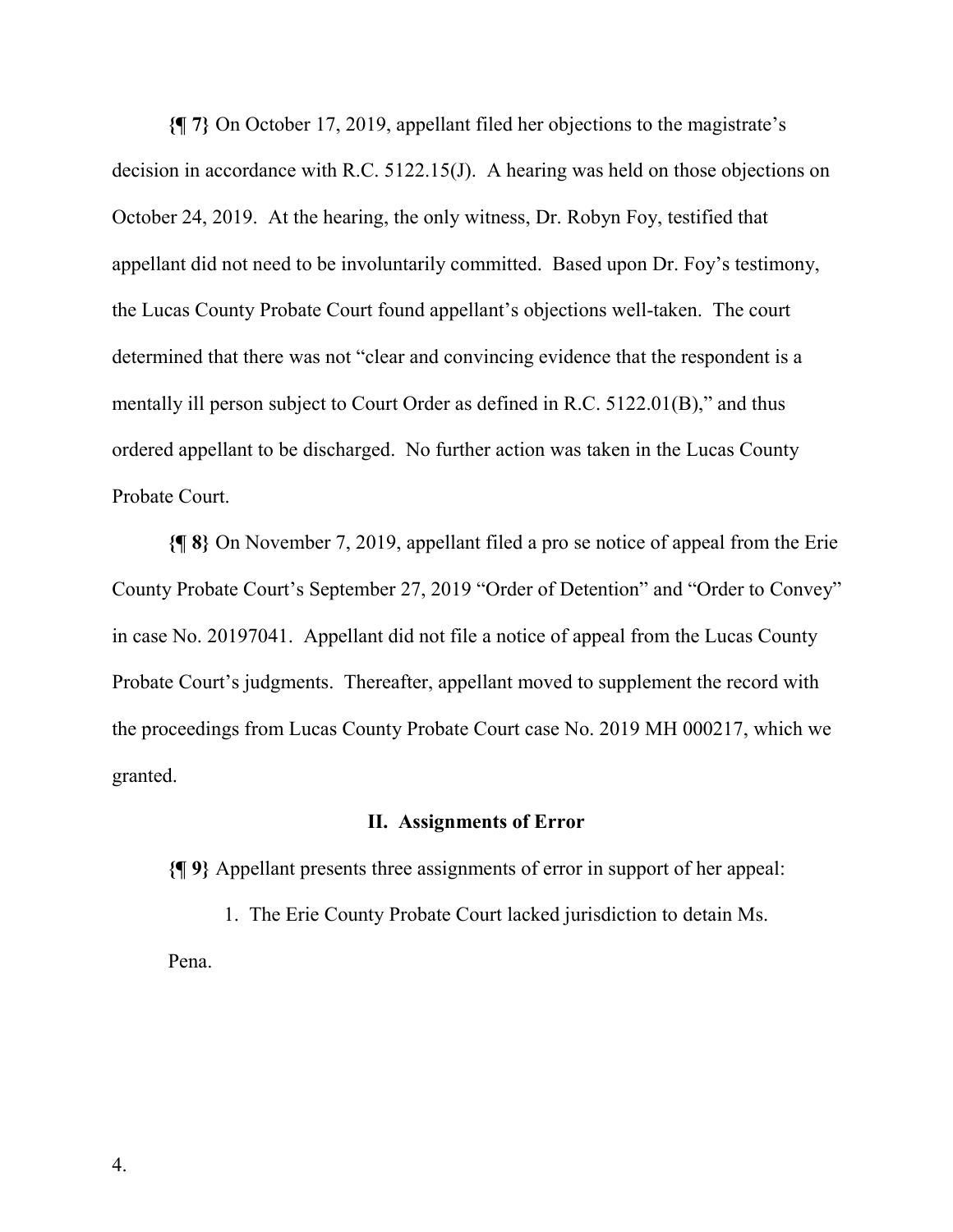**{¶ 7}** On October 17, 2019, appellant filed her objections to the magistrate's decision in accordance with R.C. 5122.15(J). A hearing was held on those objections on October 24, 2019. At the hearing, the only witness, Dr. Robyn Foy, testified that appellant did not need to be involuntarily committed. Based upon Dr. Foy's testimony, the Lucas County Probate Court found appellant's objections well-taken. The court determined that there was not "clear and convincing evidence that the respondent is a mentally ill person subject to Court Order as defined in R.C. 5122.01(B)," and thus ordered appellant to be discharged. No further action was taken in the Lucas County Probate Court.

**{¶ 8}** On November 7, 2019, appellant filed a pro se notice of appeal from the Erie County Probate Court's September 27, 2019 "Order of Detention" and "Order to Convey" in case No. 20197041. Appellant did not file a notice of appeal from the Lucas County Probate Court's judgments. Thereafter, appellant moved to supplement the record with the proceedings from Lucas County Probate Court case No. 2019 MH 000217, which we granted.

## II. Assignments of Error

**{¶ 9}** Appellant presents three assignments of error in support of her appeal:

1. The Erie County Probate Court lacked jurisdiction to detain Ms. Pena.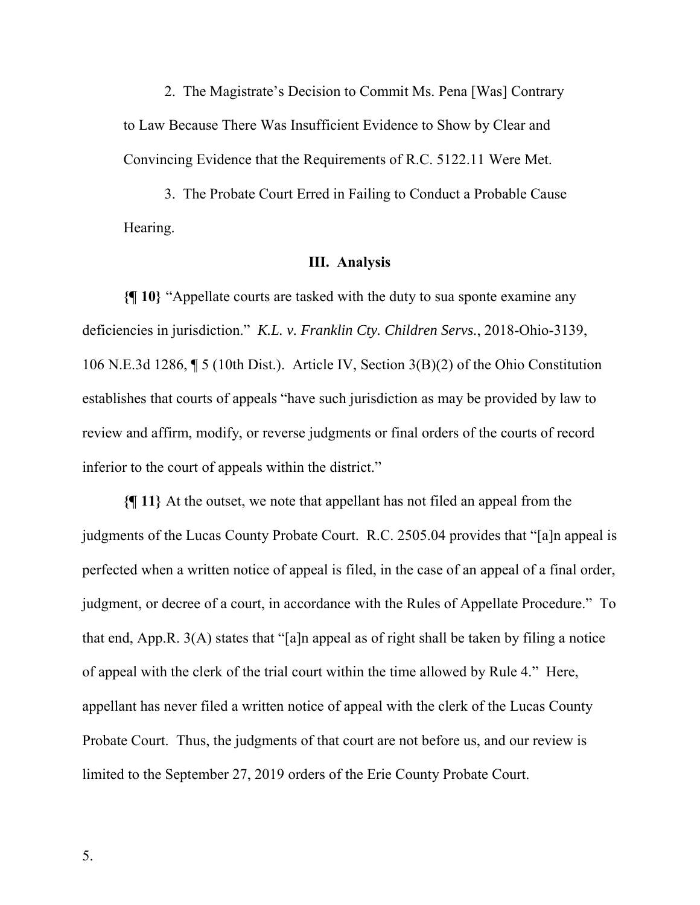2. The Magistrate's Decision to Commit Ms. Pena [Was] Contrary to Law Because There Was Insufficient Evidence to Show by Clear and Convincing Evidence that the Requirements of R.C. 5122.11 Were Met.

3. The Probate Court Erred in Failing to Conduct a Probable Cause Hearing.

## III. Analysis

**{¶ 10}** "Appellate courts are tasked with the duty to sua sponte examine any deficiencies in jurisdiction." *K.L. v. Franklin Cty. Children Servs.*, 2018-Ohio-3139, 106 N.E.3d 1286, ¶ 5 (10th Dist.). Article IV, Section 3(B)(2) of the Ohio Constitution establishes that courts of appeals "have such jurisdiction as may be provided by law to review and affirm, modify, or reverse judgments or final orders of the courts of record inferior to the court of appeals within the district."

**{¶ 11}** At the outset, we note that appellant has not filed an appeal from the judgments of the Lucas County Probate Court. R.C. 2505.04 provides that "[a]n appeal is perfected when a written notice of appeal is filed, in the case of an appeal of a final order, judgment, or decree of a court, in accordance with the Rules of Appellate Procedure." To that end, App.R. 3(A) states that "[a]n appeal as of right shall be taken by filing a notice of appeal with the clerk of the trial court within the time allowed by Rule 4." Here, appellant has never filed a written notice of appeal with the clerk of the Lucas County Probate Court. Thus, the judgments of that court are not before us, and our review is limited to the September 27, 2019 orders of the Erie County Probate Court.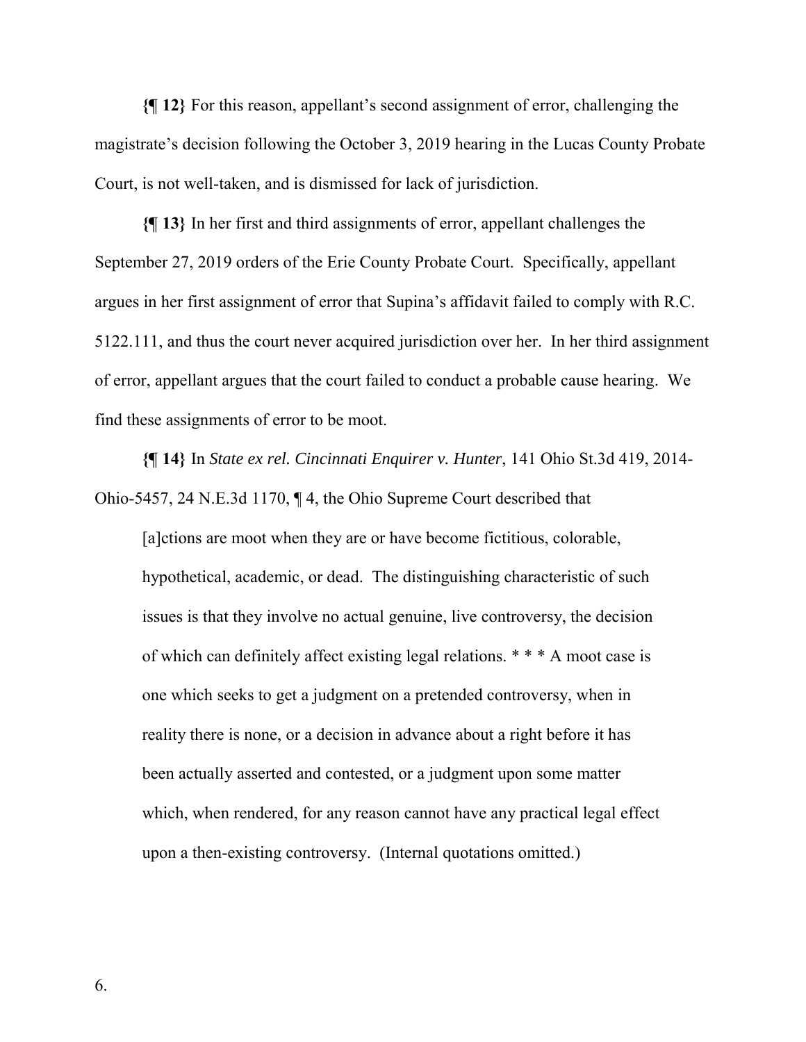**{¶ 12}** For this reason, appellant's second assignment of error, challenging the magistrate's decision following the October 3, 2019 hearing in the Lucas County Probate Court, is not well-taken, and is dismissed for lack of jurisdiction.

**{¶ 13}** In her first and third assignments of error, appellant challenges the September 27, 2019 orders of the Erie County Probate Court. Specifically, appellant argues in her first assignment of error that Supina's affidavit failed to comply with R.C. 5122.111, and thus the court never acquired jurisdiction over her. In her third assignment of error, appellant argues that the court failed to conduct a probable cause hearing. We find these assignments of error to be moot.

**{¶ 14}** In *State ex rel. Cincinnati Enquirer v. Hunter*, 141 Ohio St.3d 419, 2014-Ohio-5457, 24 N.E.3d 1170, ¶ 4, the Ohio Supreme Court described that

> [a]ctions are moot when they are or have become fictitious, colorable, hypothetical, academic, or dead. The distinguishing characteristic of such issues is that they involve no actual genuine, live controversy, the decision of which can definitely affect existing legal relations. * * * A moot case is one which seeks to get a judgment on a pretended controversy, when in reality there is none, or a decision in advance about a right before it has been actually asserted and contested, or a judgment upon some matter which, when rendered, for any reason cannot have any practical legal effect upon a then-existing controversy. (Internal quotations omitted.)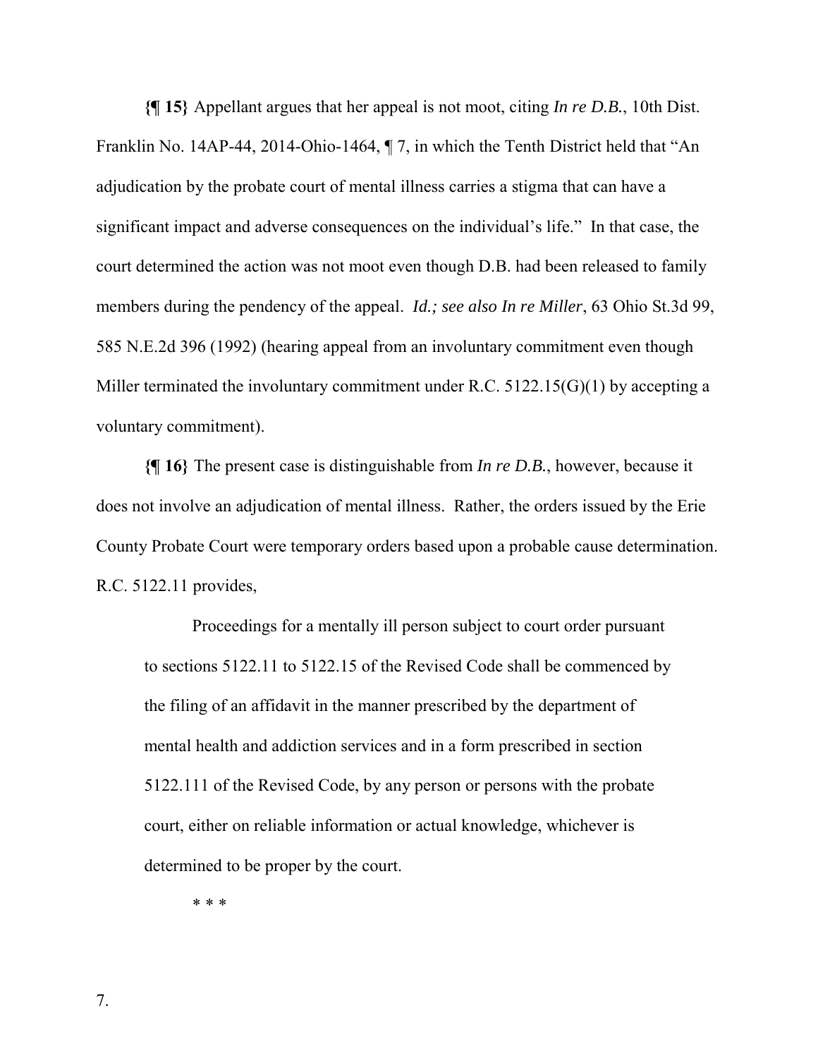**{¶ 15}** Appellant argues that her appeal is not moot, citing *In re D.B.*, 10th Dist. Franklin No. 14AP-44, 2014-Ohio-1464, ¶ 7, in which the Tenth District held that "An adjudication by the probate court of mental illness carries a stigma that can have a significant impact and adverse consequences on the individual's life." In that case, the court determined the action was not moot even though D.B. had been released to family members during the pendency of the appeal. *Id.; see also In re Miller*, 63 Ohio St.3d 99, 585 N.E.2d 396 (1992) (hearing appeal from an involuntary commitment even though Miller terminated the involuntary commitment under R.C. 5122.15(G)(1) by accepting a voluntary commitment).

**{¶ 16}** The present case is distinguishable from *In re D.B.*, however, because it does not involve an adjudication of mental illness. Rather, the orders issued by the Erie County Probate Court were temporary orders based upon a probable cause determination. R.C. 5122.11 provides,

> Proceedings for a mentally ill person subject to court order pursuant to sections 5122.11 to 5122.15 of the Revised Code shall be commenced by the filing of an affidavit in the manner prescribed by the department of mental health and addiction services and in a form prescribed in section 5122.111 of the Revised Code, by any person or persons with the probate court, either on reliable information or actual knowledge, whichever is determined to be proper by the court.
>
> \* \* \*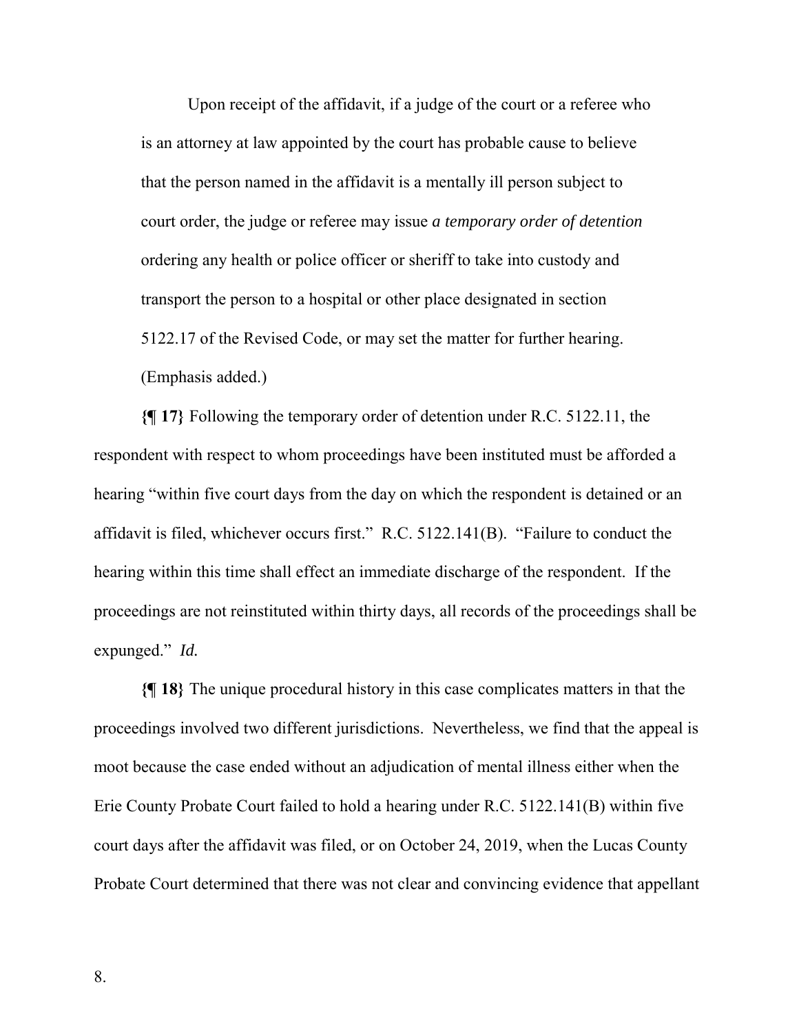> Upon receipt of the affidavit, if a judge of the court or a referee who is an attorney at law appointed by the court has probable cause to believe that the person named in the affidavit is a mentally ill person subject to court order, the judge or referee may issue *a temporary order of detention* ordering any health or police officer or sheriff to take into custody and transport the person to a hospital or other place designated in section 5122.17 of the Revised Code, or may set the matter for further hearing. (Emphasis added.)

**{¶ 17}** Following the temporary order of detention under R.C. 5122.11, the respondent with respect to whom proceedings have been instituted must be afforded a hearing "within five court days from the day on which the respondent is detained or an affidavit is filed, whichever occurs first." R.C. 5122.141(B). "Failure to conduct the hearing within this time shall effect an immediate discharge of the respondent. If the proceedings are not reinstituted within thirty days, all records of the proceedings shall be expunged." *Id.*

**{¶ 18}** The unique procedural history in this case complicates matters in that the proceedings involved two different jurisdictions. Nevertheless, we find that the appeal is moot because the case ended without an adjudication of mental illness either when the Erie County Probate Court failed to hold a hearing under R.C. 5122.141(B) within five court days after the affidavit was filed, or on October 24, 2019, when the Lucas County Probate Court determined that there was not clear and convincing evidence that appellant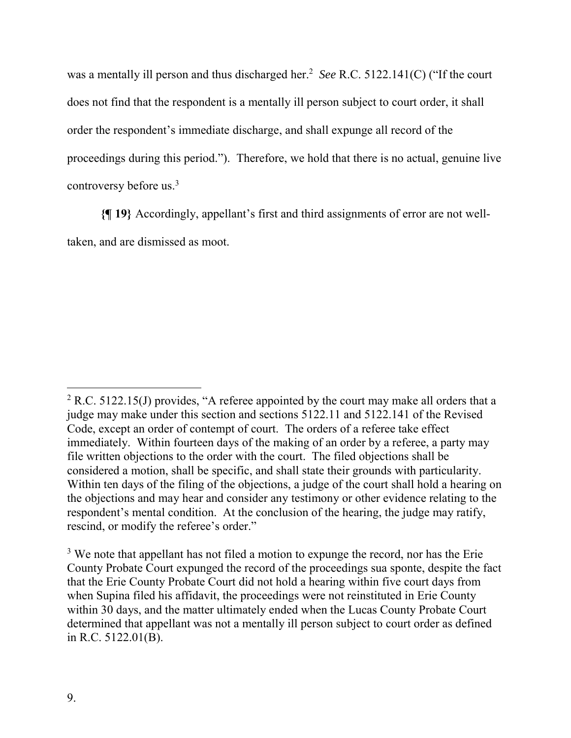was a mentally ill person and thus discharged her.[2] *See* R.C. 5122.141(C) ("If the court does not find that the respondent is a mentally ill person subject to court order, it shall order the respondent's immediate discharge, and shall expunge all record of the proceedings during this period."). Therefore, we hold that there is no actual, genuine live controversy before us.[3]

**{¶ 19}** Accordingly, appellant's first and third assignments of error are not well-taken, and are dismissed as moot.

---

[2] R.C. 5122.15(J) provides, "A referee appointed by the court may make all orders that a judge may make under this section and sections 5122.11 and 5122.141 of the Revised Code, except an order of contempt of court. The orders of a referee take effect immediately. Within fourteen days of the making of an order by a referee, a party may file written objections to the order with the court. The filed objections shall be considered a motion, shall be specific, and shall state their grounds with particularity. Within ten days of the filing of the objections, a judge of the court shall hold a hearing on the objections and may hear and consider any testimony or other evidence relating to the respondent's mental condition. At the conclusion of the hearing, the judge may ratify, rescind, or modify the referee's order."

[3] We note that appellant has not filed a motion to expunge the record, nor has the Erie County Probate Court expunged the record of the proceedings sua sponte, despite the fact that the Erie County Probate Court did not hold a hearing within five court days from when Supina filed his affidavit, the proceedings were not reinstituted in Erie County within 30 days, and the matter ultimately ended when the Lucas County Probate Court determined that appellant was not a mentally ill person subject to court order as defined in R.C. 5122.01(B).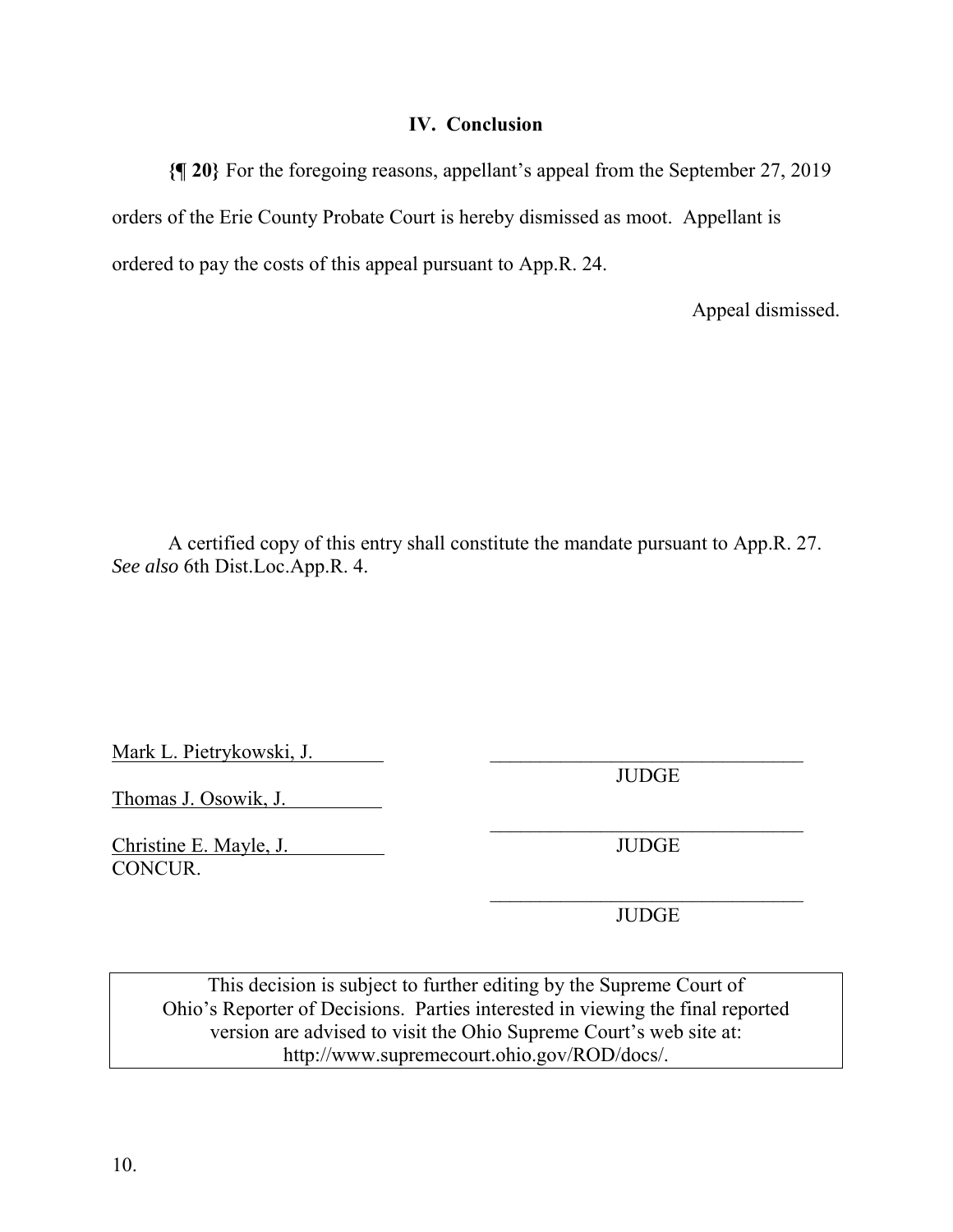## IV. Conclusion

**{¶ 20}** For the foregoing reasons, appellant's appeal from the September 27, 2019 orders of the Erie County Probate Court is hereby dismissed as moot. Appellant is ordered to pay the costs of this appeal pursuant to App.R. 24.

Appeal dismissed.

A certified copy of this entry shall constitute the mandate pursuant to App.R. 27. *See also* 6th Dist.Loc.App.R. 4.

| | |
|---|---|
| Mark L. Pietrykowski, J. | _______________________________ JUDGE |
| Thomas J. Osowik, J. | |
| Christine E. Mayle, J. CONCUR. | _______________________________ JUDGE |
| | _______________________________ JUDGE |

This decision is subject to further editing by the Supreme Court of Ohio's Reporter of Decisions. Parties interested in viewing the final reported version are advised to visit the Ohio Supreme Court's web site at: http://www.supremecourt.ohio.gov/ROD/docs/.